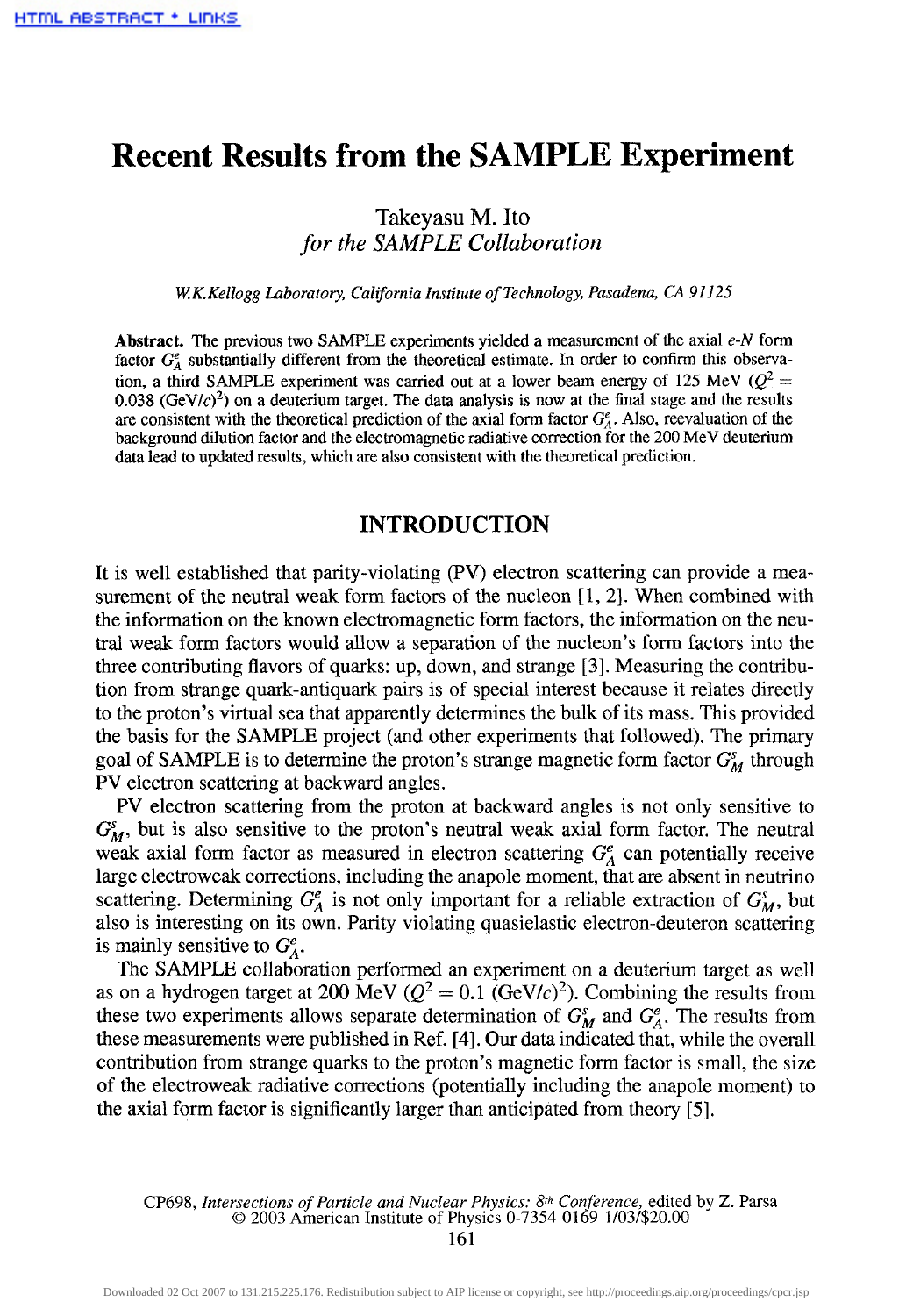# Recent Results from the SAMPLE Experiment

Takeyasu M. Ito
*for the SAMPLE Collaboration*

*W.K.Kellogg Laboratory, California Institute of Technology, Pasadena, CA 91125*

**Abstract.** The previous two SAMPLE experiments yielded a measurement of the axial *e*-*N* form factor $G_A^e$ substantially different from the theoretical estimate. In order to confirm this observation, a third SAMPLE experiment was carried out at a lower beam energy of 125 MeV ($Q^2 = 0.038$ (GeV/$c$)$^2$) on a deuterium target. The data analysis is now at the final stage and the results are consistent with the theoretical prediction of the axial form factor $G_A^e$. Also, reevaluation of the background dilution factor and the electromagnetic radiative correction for the 200 MeV deuterium data lead to updated results, which are also consistent with the theoretical prediction.

## INTRODUCTION

It is well established that parity-violating (PV) electron scattering can provide a measurement of the neutral weak form factors of the nucleon [1, 2]. When combined with the information on the known electromagnetic form factors, the information on the neutral weak form factors would allow a separation of the nucleon's form factors into the three contributing flavors of quarks: up, down, and strange [3]. Measuring the contribution from strange quark-antiquark pairs is of special interest because it relates directly to the proton's virtual sea that apparently determines the bulk of its mass. This provided the basis for the SAMPLE project (and other experiments that followed). The primary goal of SAMPLE is to determine the proton's strange magnetic form factor $G_M^s$ through PV electron scattering at backward angles.

PV electron scattering from the proton at backward angles is not only sensitive to $G_M^s$, but is also sensitive to the proton's neutral weak axial form factor. The neutral weak axial form factor as measured in electron scattering $G_A^e$ can potentially receive large electroweak corrections, including the anapole moment, that are absent in neutrino scattering. Determining $G_A^e$ is not only important for a reliable extraction of $G_M^s$, but also is interesting on its own. Parity violating quasielastic electron-deuteron scattering is mainly sensitive to $G_A^e$.

The SAMPLE collaboration performed an experiment on a deuterium target as well as on a hydrogen target at 200 MeV ($Q^2 = 0.1$ (GeV/$c$)$^2$). Combining the results from these two experiments allows separate determination of $G_M^s$ and $G_A^e$. The results from these measurements were published in Ref. [4]. Our data indicated that, while the overall contribution from strange quarks to the proton's magnetic form factor is small, the size of the electroweak radiative corrections (potentially including the anapole moment) to the axial form factor is significantly larger than anticipated from theory [5].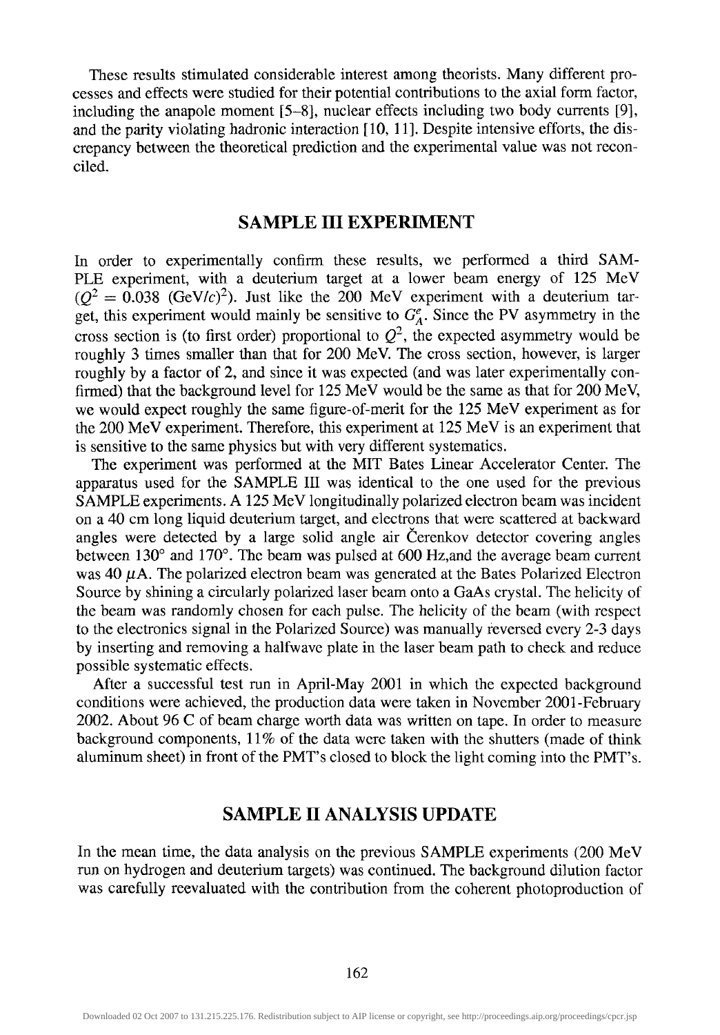These results stimulated considerable interest among theorists. Many different processes and effects were studied for their potential contributions to the axial form factor, including the anapole moment [5–8], nuclear effects including two body currents [9], and the parity violating hadronic interaction [10, 11]. Despite intensive efforts, the discrepancy between the theoretical prediction and the experimental value was not reconciled.

## SAMPLE III EXPERIMENT

In order to experimentally confirm these results, we performed a third SAMPLE experiment, with a deuterium target at a lower beam energy of 125 MeV ($Q^2 = 0.038$ (GeV/$c$)$^2$). Just like the 200 MeV experiment with a deuterium target, this experiment would mainly be sensitive to $G_A^e$. Since the PV asymmetry in the cross section is (to first order) proportional to $Q^2$, the expected asymmetry would be roughly 3 times smaller than that for 200 MeV. The cross section, however, is larger roughly by a factor of 2, and since it was expected (and was later experimentally confirmed) that the background level for 125 MeV would be the same as that for 200 MeV, we would expect roughly the same figure-of-merit for the 125 MeV experiment as for the 200 MeV experiment. Therefore, this experiment at 125 MeV is an experiment that is sensitive to the same physics but with very different systematics.

The experiment was performed at the MIT Bates Linear Accelerator Center. The apparatus used for the SAMPLE III was identical to the one used for the previous SAMPLE experiments. A 125 MeV longitudinally polarized electron beam was incident on a 40 cm long liquid deuterium target, and electrons that were scattered at backward angles were detected by a large solid angle air Čerenkov detector covering angles between 130° and 170°. The beam was pulsed at 600 Hz,and the average beam current was 40 $\mu$A. The polarized electron beam was generated at the Bates Polarized Electron Source by shining a circularly polarized laser beam onto a GaAs crystal. The helicity of the beam was randomly chosen for each pulse. The helicity of the beam (with respect to the electronics signal in the Polarized Source) was manually reversed every 2-3 days by inserting and removing a halfwave plate in the laser beam path to check and reduce possible systematic effects.

After a successful test run in April-May 2001 in which the expected background conditions were achieved, the production data were taken in November 2001-February 2002. About 96 C of beam charge worth data was written on tape. In order to measure background components, 11% of the data were taken with the shutters (made of think aluminum sheet) in front of the PMT's closed to block the light coming into the PMT's.

## SAMPLE II ANALYSIS UPDATE

In the mean time, the data analysis on the previous SAMPLE experiments (200 MeV run on hydrogen and deuterium targets) was continued. The background dilution factor was carefully reevaluated with the contribution from the coherent photoproduction of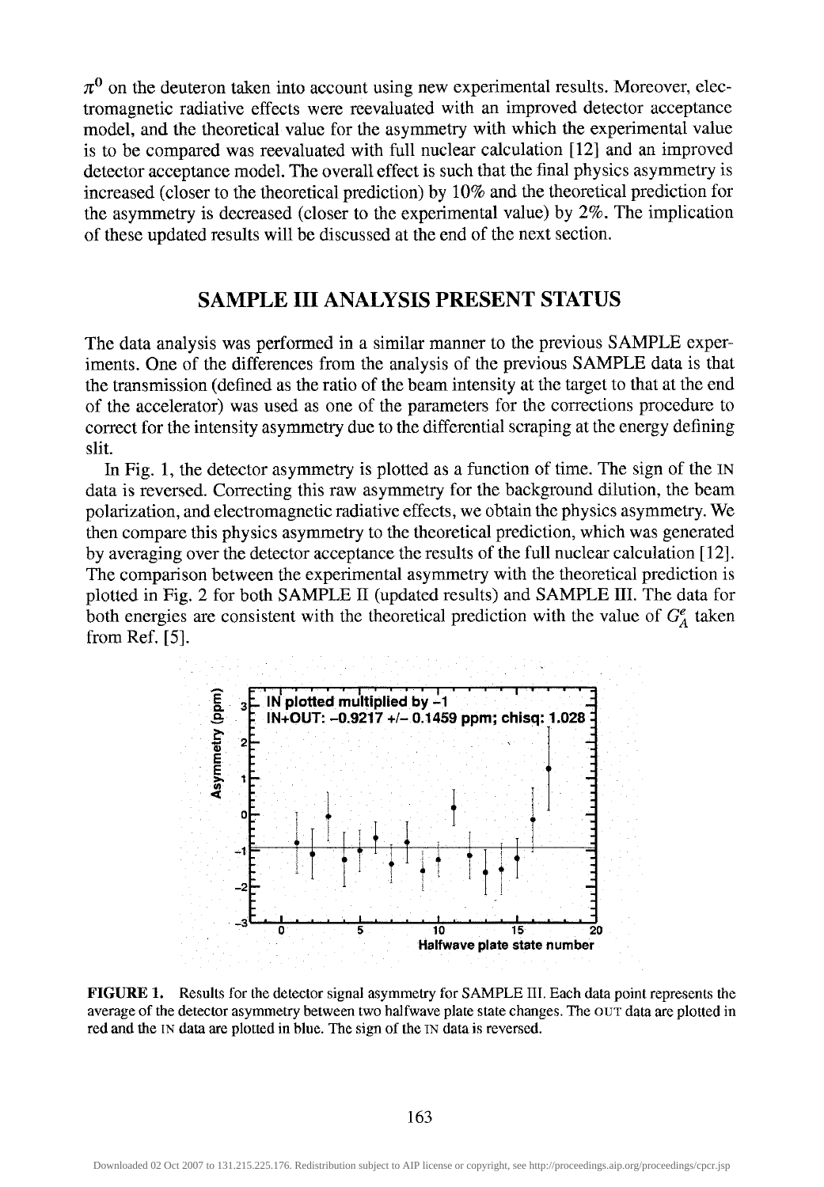$\pi^0$ on the deuteron taken into account using new experimental results. Moreover, electromagnetic radiative effects were reevaluated with an improved detector acceptance model, and the theoretical value for the asymmetry with which the experimental value is to be compared was reevaluated with full nuclear calculation [12] and an improved detector acceptance model. The overall effect is such that the final physics asymmetry is increased (closer to the theoretical prediction) by 10% and the theoretical prediction for the asymmetry is decreased (closer to the experimental value) by 2%. The implication of these updated results will be discussed at the end of the next section.

## SAMPLE III ANALYSIS PRESENT STATUS

The data analysis was performed in a similar manner to the previous SAMPLE experiments. One of the differences from the analysis of the previous SAMPLE data is that the transmission (defined as the ratio of the beam intensity at the target to that at the end of the accelerator) was used as one of the parameters for the corrections procedure to correct for the intensity asymmetry due to the differential scraping at the energy defining slit.

In Fig. 1, the detector asymmetry is plotted as a function of time. The sign of the IN data is reversed. Correcting this raw asymmetry for the background dilution, the beam polarization, and electromagnetic radiative effects, we obtain the physics asymmetry. We then compare this physics asymmetry to the theoretical prediction, which was generated by averaging over the detector acceptance the results of the full nuclear calculation [12]. The comparison between the experimental asymmetry with the theoretical prediction is plotted in Fig. 2 for both SAMPLE II (updated results) and SAMPLE III. The data for both energies are consistent with the theoretical prediction with the value of $G_A^e$ taken from Ref. [5].

**FIGURE 1.** Results for the detector signal asymmetry for SAMPLE III. Each data point represents the average of the detector asymmetry between two halfwave plate state changes. The OUT data are plotted in red and the IN data are plotted in blue. The sign of the IN data is reversed.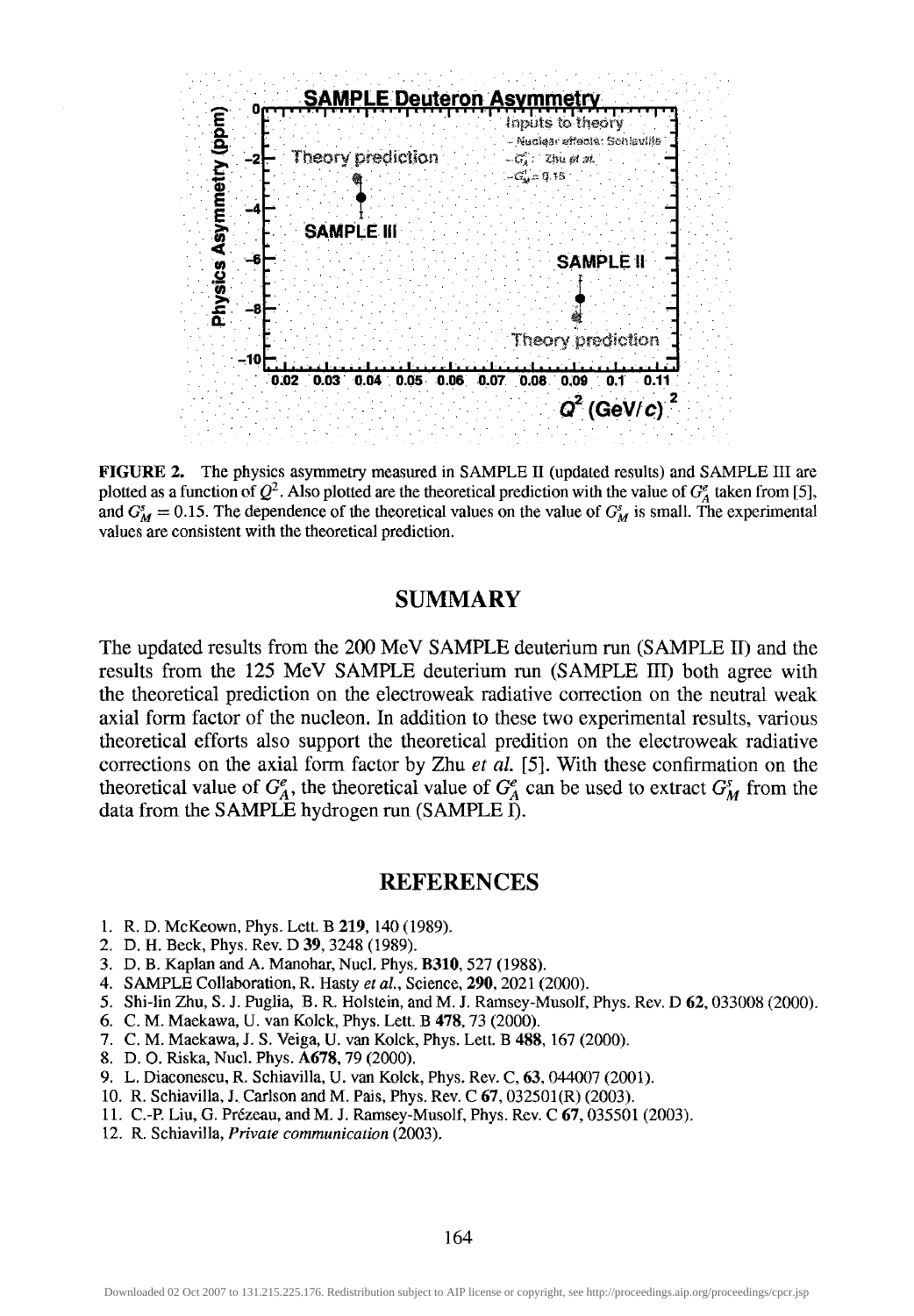SAMPLE Deuteron Asymmetry

Physics Asymmetry (ppm)

0

-2

-4

-6

-8

-10

Inputs to theory

- Nuclear effects: Schiavilla

- $G_A^e$ : Zhu *et al.*

- $G_M^s = 0.15$

Theory prediction

SAMPLE III

SAMPLE II

Theory prediction

0.02 0.03 0.04 0.05 0.06 0.07 0.08 0.09 0.1 0.11

$Q^2$ (GeV/$c$)$^2$

**FIGURE 2.** The physics asymmetry measured in SAMPLE II (updated results) and SAMPLE III are plotted as a function of $Q^2$. Also plotted are the theoretical prediction with the value of $G_A^e$ taken from [5], and $G_M^s = 0.15$. The dependence of the theoretical values on the value of $G_M^s$ is small. The experimental values are consistent with the theoretical prediction.

## SUMMARY

The updated results from the 200 MeV SAMPLE deuterium run (SAMPLE II) and the results from the 125 MeV SAMPLE deuterium run (SAMPLE III) both agree with the theoretical prediction on the electroweak radiative correction on the neutral weak axial form factor of the nucleon. In addition to these two experimental results, various theoretical efforts also support the theoretical predition on the electroweak radiative corrections on the axial form factor by Zhu *et al.* [5]. With these confirmation on the theoretical value of $G_A^e$, the theoretical value of $G_A^e$ can be used to extract $G_M^s$ from the data from the SAMPLE hydrogen run (SAMPLE I).

## REFERENCES

1. R. D. McKeown, Phys. Lett. B **219**, 140 (1989).
2. D. H. Beck, Phys. Rev. D **39**, 3248 (1989).
3. D. B. Kaplan and A. Manohar, Nucl. Phys. **B310**, 527 (1988).
4. SAMPLE Collaboration, R. Hasty *et al.*, Science, **290**, 2021 (2000).
5. Shi-lin Zhu, S. J. Puglia, B. R. Holstein, and M. J. Ramsey-Musolf, Phys. Rev. D **62**, 033008 (2000).
6. C. M. Maekawa, U. van Kolck, Phys. Lett. B **478**, 73 (2000).
7. C. M. Maekawa, J. S. Veiga, U. van Kolck, Phys. Lett. B **488**, 167 (2000).
8. D. O. Riska, Nucl. Phys. **A678**, 79 (2000).
9. L. Diaconescu, R. Schiavilla, U. van Kolck, Phys. Rev. C, **63**, 044007 (2001).
10. R. Schiavilla, J. Carlson and M. Pais, Phys. Rev. C **67**, 032501(R) (2003).
11. C.-P. Liu, G. Prézeau, and M. J. Ramsey-Musolf, Phys. Rev. C **67**, 035501 (2003).
12. R. Schiavilla, *Private communication* (2003).